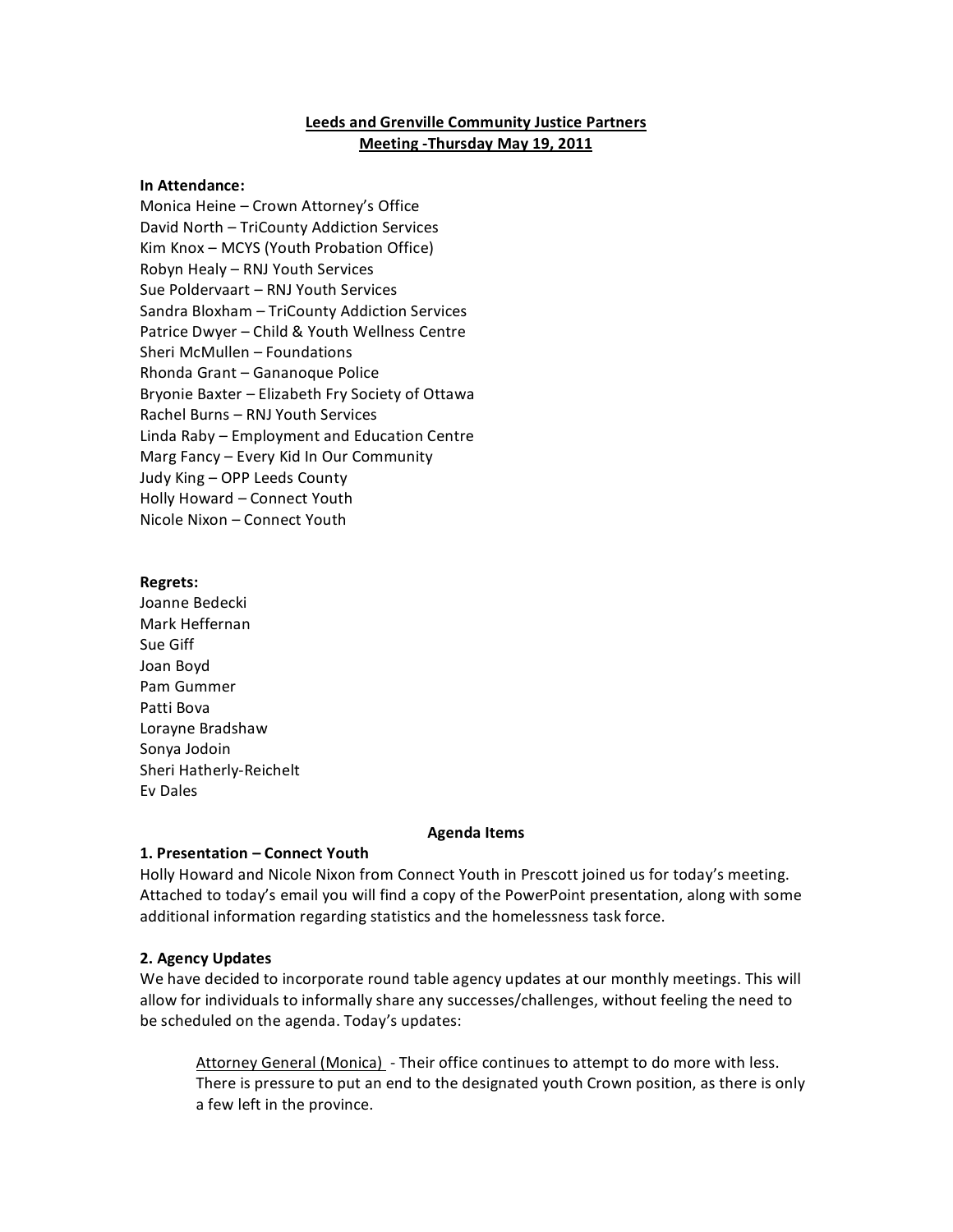# Leeds and Grenville Community Justice Partners

## Meeting -Thursday May 19, 2011

**In Attendance:**

Monica Heine – Crown Attorney's Office
David North – TriCounty Addiction Services
Kim Knox – MCYS (Youth Probation Office)
Robyn Healy – RNJ Youth Services
Sue Poldervaart – RNJ Youth Services
Sandra Bloxham – TriCounty Addiction Services
Patrice Dwyer – Child & Youth Wellness Centre
Sheri McMullen – Foundations
Rhonda Grant – Gananoque Police
Bryonie Baxter – Elizabeth Fry Society of Ottawa
Rachel Burns – RNJ Youth Services
Linda Raby – Employment and Education Centre
Marg Fancy – Every Kid In Our Community
Judy King – OPP Leeds County
Holly Howard – Connect Youth
Nicole Nixon – Connect Youth

**Regrets:**

Joanne Bedecki
Mark Heffernan
Sue Giff
Joan Boyd
Pam Gummer
Patti Bova
Lorayne Bradshaw
Sonya Jodoin
Sheri Hatherly-Reichelt
Ev Dales

### Agenda Items

**1. Presentation – Connect Youth**

Holly Howard and Nicole Nixon from Connect Youth in Prescott joined us for today's meeting. Attached to today's email you will find a copy of the PowerPoint presentation, along with some additional information regarding statistics and the homelessness task force.

**2. Agency Updates**

We have decided to incorporate round table agency updates at our monthly meetings. This will allow for individuals to informally share any successes/challenges, without feeling the need to be scheduled on the agenda. Today's updates:

> <u>Attorney General (Monica)</u> - Their office continues to attempt to do more with less. There is pressure to put an end to the designated youth Crown position, as there is only a few left in the province.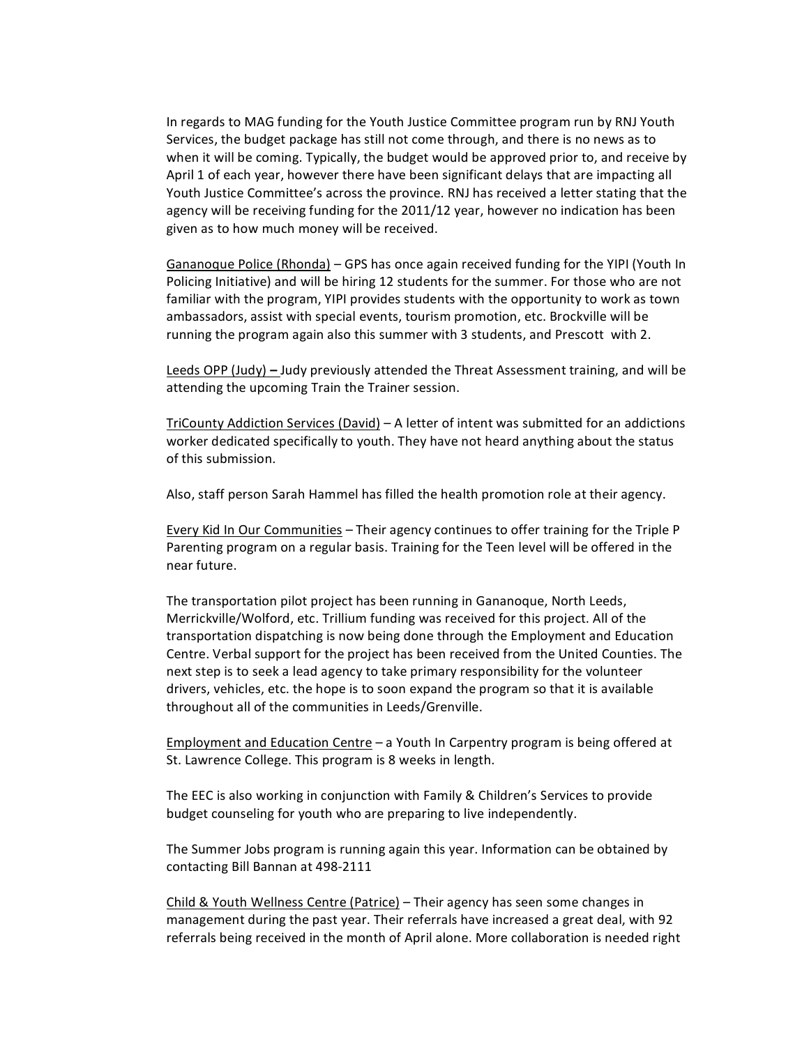In regards to MAG funding for the Youth Justice Committee program run by RNJ Youth Services, the budget package has still not come through, and there is no news as to when it will be coming. Typically, the budget would be approved prior to, and receive by April 1 of each year, however there have been significant delays that are impacting all Youth Justice Committee's across the province. RNJ has received a letter stating that the agency will be receiving funding for the 2011/12 year, however no indication has been given as to how much money will be received.

<u>Gananoque Police (Rhonda)</u> – GPS has once again received funding for the YIPI (Youth In Policing Initiative) and will be hiring 12 students for the summer. For those who are not familiar with the program, YIPI provides students with the opportunity to work as town ambassadors, assist with special events, tourism promotion, etc. Brockville will be running the program again also this summer with 3 students, and Prescott with 2.

<u>Leeds OPP (Judy)</u> **–** Judy previously attended the Threat Assessment training, and will be attending the upcoming Train the Trainer session.

<u>TriCounty Addiction Services (David)</u> – A letter of intent was submitted for an addictions worker dedicated specifically to youth. They have not heard anything about the status of this submission.

Also, staff person Sarah Hammel has filled the health promotion role at their agency.

<u>Every Kid In Our Communities</u> – Their agency continues to offer training for the Triple P Parenting program on a regular basis. Training for the Teen level will be offered in the near future.

The transportation pilot project has been running in Gananoque, North Leeds, Merrickville/Wolford, etc. Trillium funding was received for this project. All of the transportation dispatching is now being done through the Employment and Education Centre. Verbal support for the project has been received from the United Counties. The next step is to seek a lead agency to take primary responsibility for the volunteer drivers, vehicles, etc. the hope is to soon expand the program so that it is available throughout all of the communities in Leeds/Grenville.

<u>Employment and Education Centre</u> – a Youth In Carpentry program is being offered at St. Lawrence College. This program is 8 weeks in length.

The EEC is also working in conjunction with Family & Children's Services to provide budget counseling for youth who are preparing to live independently.

The Summer Jobs program is running again this year. Information can be obtained by contacting Bill Bannan at 498-2111

<u>Child & Youth Wellness Centre (Patrice)</u> – Their agency has seen some changes in management during the past year. Their referrals have increased a great deal, with 92 referrals being received in the month of April alone. More collaboration is needed right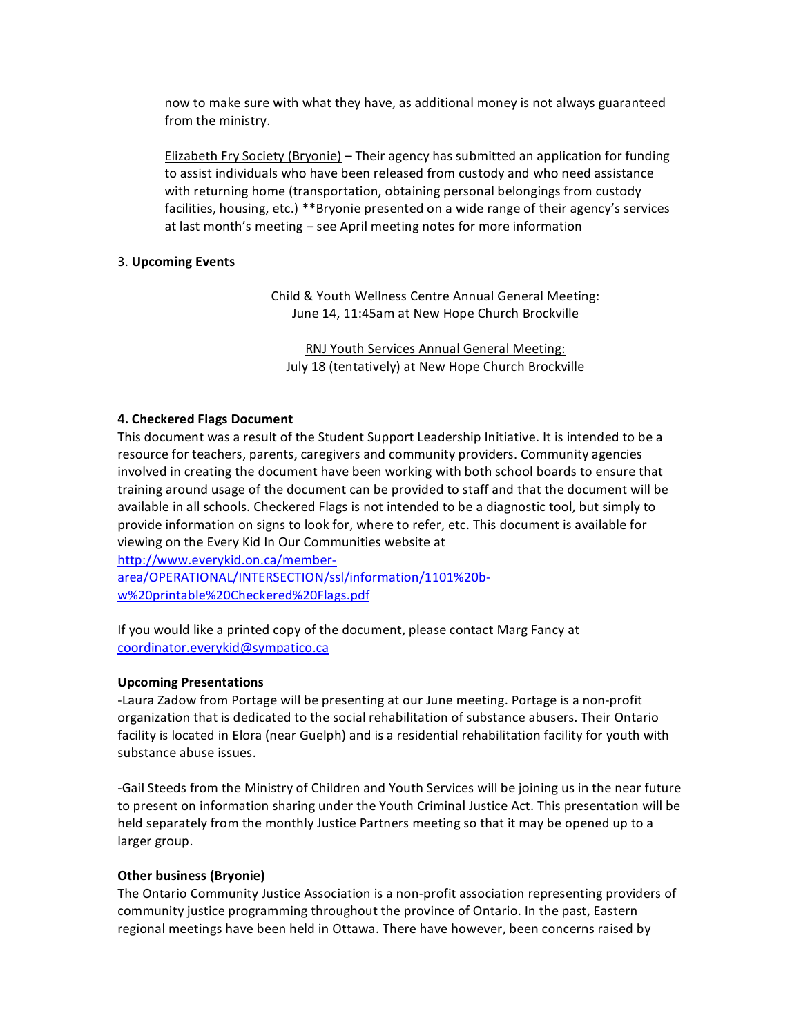now to make sure with what they have, as additional money is not always guaranteed from the ministry.

Elizabeth Fry Society (Bryonie) – Their agency has submitted an application for funding to assist individuals who have been released from custody and who need assistance with returning home (transportation, obtaining personal belongings from custody facilities, housing, etc.) **Bryonie presented on a wide range of their agency's services at last month's meeting – see April meeting notes for more information

3. **Upcoming Events**

Child & Youth Wellness Centre Annual General Meeting:
June 14, 11:45am at New Hope Church Brockville

RNJ Youth Services Annual General Meeting:
July 18 (tentatively) at New Hope Church Brockville

**4. Checkered Flags Document**

This document was a result of the Student Support Leadership Initiative. It is intended to be a resource for teachers, parents, caregivers and community providers. Community agencies involved in creating the document have been working with both school boards to ensure that training around usage of the document can be provided to staff and that the document will be available in all schools. Checkered Flags is not intended to be a diagnostic tool, but simply to provide information on signs to look for, where to refer, etc. This document is available for viewing on the Every Kid In Our Communities website at http://www.everykid.on.ca/member-area/OPERATIONAL/INTERSECTION/ssl/information/1101%20b-w%20printable%20Checkered%20Flags.pdf

If you would like a printed copy of the document, please contact Marg Fancy at coordinator.everykid@sympatico.ca

**Upcoming Presentations**

-Laura Zadow from Portage will be presenting at our June meeting. Portage is a non-profit organization that is dedicated to the social rehabilitation of substance abusers. Their Ontario facility is located in Elora (near Guelph) and is a residential rehabilitation facility for youth with substance abuse issues.

-Gail Steeds from the Ministry of Children and Youth Services will be joining us in the near future to present on information sharing under the Youth Criminal Justice Act. This presentation will be held separately from the monthly Justice Partners meeting so that it may be opened up to a larger group.

**Other business (Bryonie)**

The Ontario Community Justice Association is a non-profit association representing providers of community justice programming throughout the province of Ontario. In the past, Eastern regional meetings have been held in Ottawa. There have however, been concerns raised by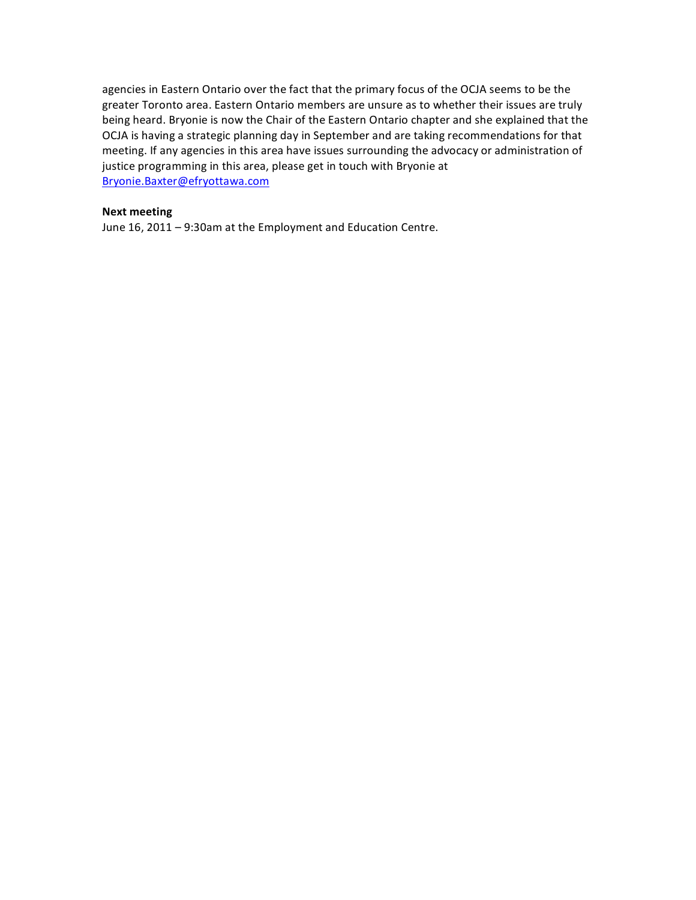agencies in Eastern Ontario over the fact that the primary focus of the OCJA seems to be the greater Toronto area. Eastern Ontario members are unsure as to whether their issues are truly being heard. Bryonie is now the Chair of the Eastern Ontario chapter and she explained that the OCJA is having a strategic planning day in September and are taking recommendations for that meeting. If any agencies in this area have issues surrounding the advocacy or administration of justice programming in this area, please get in touch with Bryonie at Bryonie.Baxter@efryottawa.com

**Next meeting**

June 16, 2011 – 9:30am at the Employment and Education Centre.